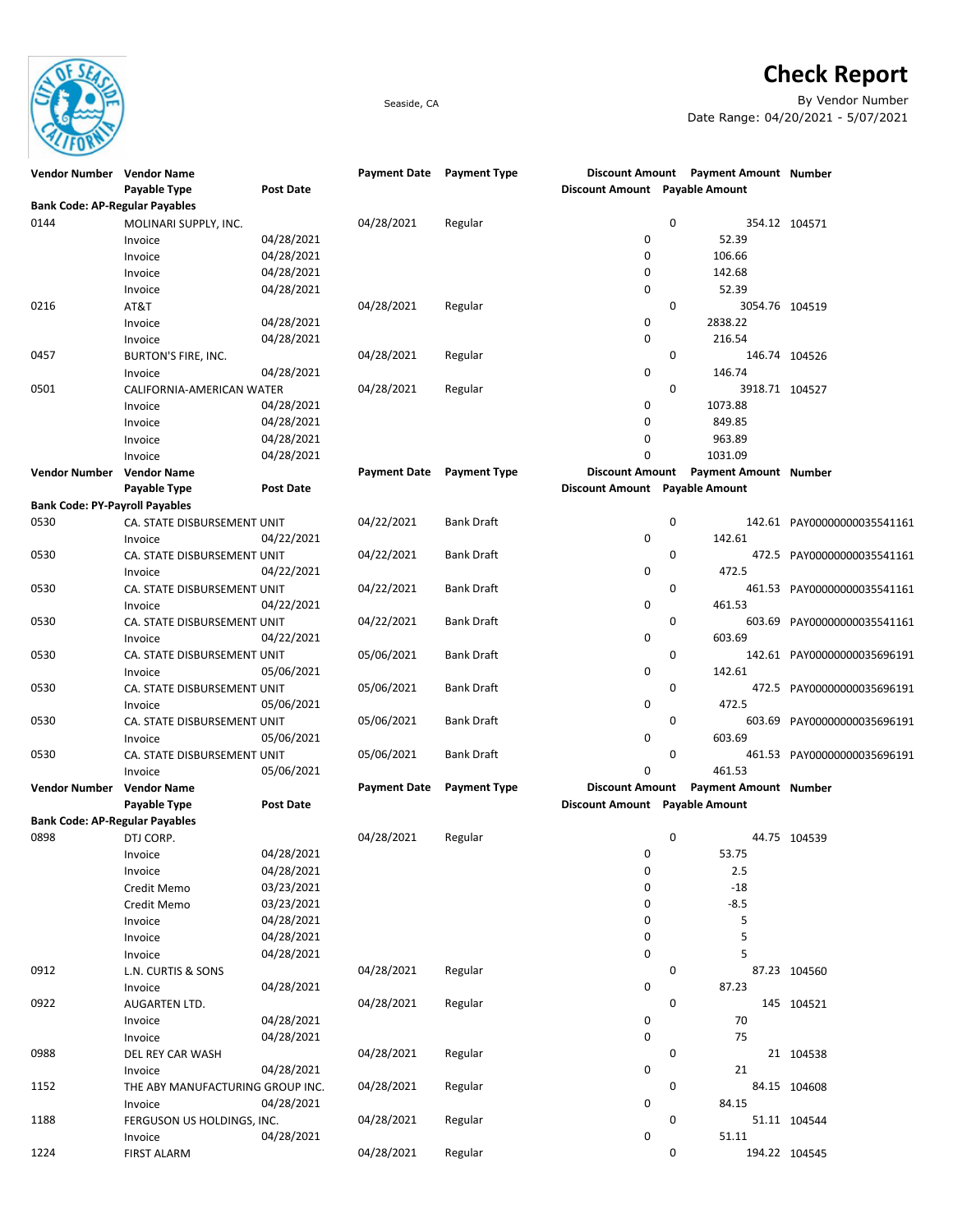# Check Report

Seaside, CA

By Vendor Number

Date Range: 04/20/2021 - 5/07/2021

| Vendor Number | Vendor Name / Payable Type | Post Date | Payment Date | Payment Type | Discount Amount | Payment Amount / Payable Amount | Number |
|---|---|---|---|---|---|---|---|
| **Bank Code: AP-Regular Payables** | | | | | | | |
| 0144 | MOLINARI SUPPLY, INC. | | 04/28/2021 | Regular | 0 | 354.12 | 104571 |
| | Invoice | 04/28/2021 | | | 0 | 52.39 | |
| | Invoice | 04/28/2021 | | | 0 | 106.66 | |
| | Invoice | 04/28/2021 | | | 0 | 142.68 | |
| | Invoice | 04/28/2021 | | | 0 | 52.39 | |
| 0216 | AT&T | | 04/28/2021 | Regular | 0 | 3054.76 | 104519 |
| | Invoice | 04/28/2021 | | | 0 | 2838.22 | |
| | Invoice | 04/28/2021 | | | 0 | 216.54 | |
| 0457 | BURTON'S FIRE, INC. | | 04/28/2021 | Regular | 0 | 146.74 | 104526 |
| | Invoice | 04/28/2021 | | | 0 | 146.74 | |
| 0501 | CALIFORNIA-AMERICAN WATER | | 04/28/2021 | Regular | 0 | 3918.71 | 104527 |
| | Invoice | 04/28/2021 | | | 0 | 1073.88 | |
| | Invoice | 04/28/2021 | | | 0 | 849.85 | |
| | Invoice | 04/28/2021 | | | 0 | 963.89 | |
| | Invoice | 04/28/2021 | | | 0 | 1031.09 | |
| **Bank Code: PY-Payroll Payables** | | | | | | | |
| 0530 | CA. STATE DISBURSEMENT UNIT | | 04/22/2021 | Bank Draft | 0 | 142.61 | PAY00000000035541161 |
| | Invoice | 04/22/2021 | | | 0 | 142.61 | |
| 0530 | CA. STATE DISBURSEMENT UNIT | | 04/22/2021 | Bank Draft | 0 | 472.5 | PAY00000000035541161 |
| | Invoice | 04/22/2021 | | | 0 | 472.5 | |
| 0530 | CA. STATE DISBURSEMENT UNIT | | 04/22/2021 | Bank Draft | 0 | 461.53 | PAY00000000035541161 |
| | Invoice | 04/22/2021 | | | 0 | 461.53 | |
| 0530 | CA. STATE DISBURSEMENT UNIT | | 04/22/2021 | Bank Draft | 0 | 603.69 | PAY00000000035541161 |
| | Invoice | 04/22/2021 | | | 0 | 603.69 | |
| 0530 | CA. STATE DISBURSEMENT UNIT | | 05/06/2021 | Bank Draft | 0 | 142.61 | PAY00000000035696191 |
| | Invoice | 05/06/2021 | | | 0 | 142.61 | |
| 0530 | CA. STATE DISBURSEMENT UNIT | | 05/06/2021 | Bank Draft | 0 | 472.5 | PAY00000000035696191 |
| | Invoice | 05/06/2021 | | | 0 | 472.5 | |
| 0530 | CA. STATE DISBURSEMENT UNIT | | 05/06/2021 | Bank Draft | 0 | 603.69 | PAY00000000035696191 |
| | Invoice | 05/06/2021 | | | 0 | 603.69 | |
| 0530 | CA. STATE DISBURSEMENT UNIT | | 05/06/2021 | Bank Draft | 0 | 461.53 | PAY00000000035696191 |
| | Invoice | 05/06/2021 | | | 0 | 461.53 | |
| **Bank Code: AP-Regular Payables** | | | | | | | |
| 0898 | DTJ CORP. | | 04/28/2021 | Regular | 0 | 44.75 | 104539 |
| | Invoice | 04/28/2021 | | | 0 | 53.75 | |
| | Invoice | 04/28/2021 | | | 0 | 2.5 | |
| | Credit Memo | 03/23/2021 | | | 0 | -18 | |
| | Credit Memo | 03/23/2021 | | | 0 | -8.5 | |
| | Invoice | 04/28/2021 | | | 0 | 5 | |
| | Invoice | 04/28/2021 | | | 0 | 5 | |
| | Invoice | 04/28/2021 | | | 0 | 5 | |
| 0912 | L.N. CURTIS & SONS | | 04/28/2021 | Regular | 0 | 87.23 | 104560 |
| | Invoice | 04/28/2021 | | | 0 | 87.23 | |
| 0922 | AUGARTEN LTD. | | 04/28/2021 | Regular | 0 | 145 | 104521 |
| | Invoice | 04/28/2021 | | | 0 | 70 | |
| | Invoice | 04/28/2021 | | | 0 | 75 | |
| 0988 | DEL REY CAR WASH | | 04/28/2021 | Regular | 0 | 21 | 104538 |
| | Invoice | 04/28/2021 | | | 0 | 21 | |
| 1152 | THE ABY MANUFACTURING GROUP INC. | | 04/28/2021 | Regular | 0 | 84.15 | 104608 |
| | Invoice | 04/28/2021 | | | 0 | 84.15 | |
| 1188 | FERGUSON US HOLDINGS, INC. | | 04/28/2021 | Regular | 0 | 51.11 | 104544 |
| | Invoice | 04/28/2021 | | | 0 | 51.11 | |
| 1224 | FIRST ALARM | | 04/28/2021 | Regular | 0 | 194.22 | 104545 |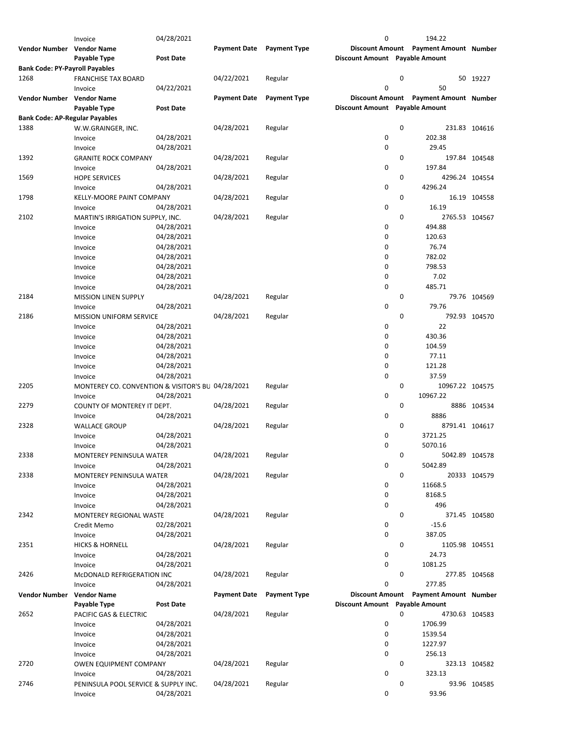| Vendor Number | Vendor Name | | Payment Date | Payment Type | Discount Amount | Payment Amount | Number |
|---|---|---|---|---|---|---|---|
| | Payable Type | Post Date | | | Discount Amount | Payable Amount | |
| | Invoice | 04/28/2021 | | | 0 | 194.22 | |
| **Bank Code: PY-Payroll Payables** | | | | | | | |
| 1268 | FRANCHISE TAX BOARD | | 04/22/2021 | Regular | 0 | 50 | 19227 |
| | Invoice | 04/22/2021 | | | 0 | 50 | |
| **Bank Code: AP-Regular Payables** | | | | | | | |
| 1388 | W.W.GRAINGER, INC. | | 04/28/2021 | Regular | 0 | 231.83 | 104616 |
| | Invoice | 04/28/2021 | | | 0 | 202.38 | |
| | Invoice | 04/28/2021 | | | 0 | 29.45 | |
| 1392 | GRANITE ROCK COMPANY | | 04/28/2021 | Regular | 0 | 197.84 | 104548 |
| | Invoice | 04/28/2021 | | | 0 | 197.84 | |
| 1569 | HOPE SERVICES | | 04/28/2021 | Regular | 0 | 4296.24 | 104554 |
| | Invoice | 04/28/2021 | | | 0 | 4296.24 | |
| 1798 | KELLY-MOORE PAINT COMPANY | | 04/28/2021 | Regular | 0 | 16.19 | 104558 |
| | Invoice | 04/28/2021 | | | 0 | 16.19 | |
| 2102 | MARTIN'S IRRIGATION SUPPLY, INC. | | 04/28/2021 | Regular | 0 | 2765.53 | 104567 |
| | Invoice | 04/28/2021 | | | 0 | 494.88 | |
| | Invoice | 04/28/2021 | | | 0 | 120.63 | |
| | Invoice | 04/28/2021 | | | 0 | 76.74 | |
| | Invoice | 04/28/2021 | | | 0 | 782.02 | |
| | Invoice | 04/28/2021 | | | 0 | 798.53 | |
| | Invoice | 04/28/2021 | | | 0 | 7.02 | |
| | Invoice | 04/28/2021 | | | 0 | 485.71 | |
| 2184 | MISSION LINEN SUPPLY | | 04/28/2021 | Regular | 0 | 79.76 | 104569 |
| | Invoice | 04/28/2021 | | | 0 | 79.76 | |
| 2186 | MISSION UNIFORM SERVICE | | 04/28/2021 | Regular | 0 | 792.93 | 104570 |
| | Invoice | 04/28/2021 | | | 0 | 22 | |
| | Invoice | 04/28/2021 | | | 0 | 430.36 | |
| | Invoice | 04/28/2021 | | | 0 | 104.59 | |
| | Invoice | 04/28/2021 | | | 0 | 77.11 | |
| | Invoice | 04/28/2021 | | | 0 | 121.28 | |
| | Invoice | 04/28/2021 | | | 0 | 37.59 | |
| 2205 | MONTEREY CO. CONVENTION & VISITOR'S BU | 04/28/2021 | | Regular | 0 | 10967.22 | 104575 |
| | Invoice | 04/28/2021 | | | 0 | 10967.22 | |
| 2279 | COUNTY OF MONTEREY IT DEPT. | | 04/28/2021 | Regular | 0 | 8886 | 104534 |
| | Invoice | 04/28/2021 | | | 0 | 8886 | |
| 2328 | WALLACE GROUP | | 04/28/2021 | Regular | 0 | 8791.41 | 104617 |
| | Invoice | 04/28/2021 | | | 0 | 3721.25 | |
| | Invoice | 04/28/2021 | | | 0 | 5070.16 | |
| 2338 | MONTEREY PENINSULA WATER | | 04/28/2021 | Regular | 0 | 5042.89 | 104578 |
| | Invoice | 04/28/2021 | | | 0 | 5042.89 | |
| 2338 | MONTEREY PENINSULA WATER | | 04/28/2021 | Regular | 0 | 20333 | 104579 |
| | Invoice | 04/28/2021 | | | 0 | 11668.5 | |
| | Invoice | 04/28/2021 | | | 0 | 8168.5 | |
| | Invoice | 04/28/2021 | | | 0 | 496 | |
| 2342 | MONTEREY REGIONAL WASTE | | 04/28/2021 | Regular | 0 | 371.45 | 104580 |
| | Credit Memo | 02/28/2021 | | | 0 | -15.6 | |
| | Invoice | 04/28/2021 | | | 0 | 387.05 | |
| 2351 | HICKS & HORNELL | | 04/28/2021 | Regular | 0 | 1105.98 | 104551 |
| | Invoice | 04/28/2021 | | | 0 | 24.73 | |
| | Invoice | 04/28/2021 | | | 0 | 1081.25 | |
| 2426 | McDONALD REFRIGERATION INC | | 04/28/2021 | Regular | 0 | 277.85 | 104568 |
| | Invoice | 04/28/2021 | | | 0 | 277.85 | |
| 2652 | PACIFIC GAS & ELECTRIC | | 04/28/2021 | Regular | 0 | 4730.63 | 104583 |
| | Invoice | 04/28/2021 | | | 0 | 1706.99 | |
| | Invoice | 04/28/2021 | | | 0 | 1539.54 | |
| | Invoice | 04/28/2021 | | | 0 | 1227.97 | |
| | Invoice | 04/28/2021 | | | 0 | 256.13 | |
| 2720 | OWEN EQUIPMENT COMPANY | | 04/28/2021 | Regular | 0 | 323.13 | 104582 |
| | Invoice | 04/28/2021 | | | 0 | 323.13 | |
| 2746 | PENINSULA POOL SERVICE & SUPPLY INC. | | 04/28/2021 | Regular | 0 | 93.96 | 104585 |
| | Invoice | 04/28/2021 | | | 0 | 93.96 | |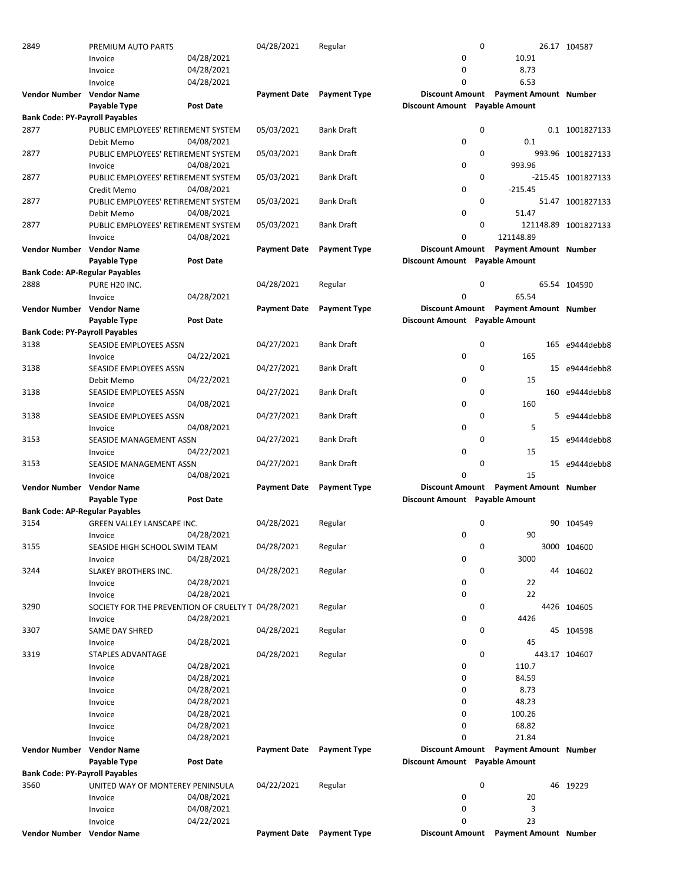| Vendor Number | Vendor Name | | Payment Date | Payment Type | Discount Amount | Payment Amount | Number |
|---|---|---|---|---|---|---|---|
| 2849 | PREMIUM AUTO PARTS | | 04/28/2021 | Regular | 0 | 26.17 | 104587 |
| | Invoice | 04/28/2021 | | | 0 | 10.91 | |
| | Invoice | 04/28/2021 | | | 0 | 8.73 | |
| | Invoice | 04/28/2021 | | | 0 | 6.53 | |
| **Vendor Number** | **Vendor Name** | | **Payment Date** | **Payment Type** | **Discount Amount** | **Payment Amount** | **Number** |
| | **Payable Type** | **Post Date** | | | **Discount Amount** | **Payable Amount** | |
| **Bank Code: PY-Payroll Payables** | | | | | | | |
| 2877 | PUBLIC EMPLOYEES' RETIREMENT SYSTEM | | 05/03/2021 | Bank Draft | 0 | 0.1 | 1001827133 |
| | Debit Memo | 04/08/2021 | | | 0 | 0.1 | |
| 2877 | PUBLIC EMPLOYEES' RETIREMENT SYSTEM | | 05/03/2021 | Bank Draft | 0 | 993.96 | 1001827133 |
| | Invoice | 04/08/2021 | | | 0 | 993.96 | |
| 2877 | PUBLIC EMPLOYEES' RETIREMENT SYSTEM | | 05/03/2021 | Bank Draft | 0 | -215.45 | 1001827133 |
| | Credit Memo | 04/08/2021 | | | 0 | -215.45 | |
| 2877 | PUBLIC EMPLOYEES' RETIREMENT SYSTEM | | 05/03/2021 | Bank Draft | 0 | 51.47 | 1001827133 |
| | Debit Memo | 04/08/2021 | | | 0 | 51.47 | |
| 2877 | PUBLIC EMPLOYEES' RETIREMENT SYSTEM | | 05/03/2021 | Bank Draft | 0 | 121148.89 | 1001827133 |
| | Invoice | 04/08/2021 | | | 0 | 121148.89 | |
| **Vendor Number** | **Vendor Name** | | **Payment Date** | **Payment Type** | **Discount Amount** | **Payment Amount** | **Number** |
| | **Payable Type** | **Post Date** | | | **Discount Amount** | **Payable Amount** | |
| **Bank Code: AP-Regular Payables** | | | | | | | |
| 2888 | PURE H2O INC. | | 04/28/2021 | Regular | 0 | 65.54 | 104590 |
| | Invoice | 04/28/2021 | | | 0 | 65.54 | |
| **Vendor Number** | **Vendor Name** | | **Payment Date** | **Payment Type** | **Discount Amount** | **Payment Amount** | **Number** |
| | **Payable Type** | **Post Date** | | | **Discount Amount** | **Payable Amount** | |
| **Bank Code: PY-Payroll Payables** | | | | | | | |
| 3138 | SEASIDE EMPLOYEES ASSN | | 04/27/2021 | Bank Draft | 0 | 165 | e9444debb8 |
| | Invoice | 04/22/2021 | | | 0 | 165 | |
| 3138 | SEASIDE EMPLOYEES ASSN | | 04/27/2021 | Bank Draft | 0 | 15 | e9444debb8 |
| | Debit Memo | 04/22/2021 | | | 0 | 15 | |
| 3138 | SEASIDE EMPLOYEES ASSN | | 04/27/2021 | Bank Draft | 0 | 160 | e9444debb8 |
| | Invoice | 04/08/2021 | | | 0 | 160 | |
| 3138 | SEASIDE EMPLOYEES ASSN | | 04/27/2021 | Bank Draft | 0 | 5 | e9444debb8 |
| | Invoice | 04/08/2021 | | | 0 | 5 | |
| 3153 | SEASIDE MANAGEMENT ASSN | | 04/27/2021 | Bank Draft | 0 | 15 | e9444debb8 |
| | Invoice | 04/22/2021 | | | 0 | 15 | |
| 3153 | SEASIDE MANAGEMENT ASSN | | 04/27/2021 | Bank Draft | 0 | 15 | e9444debb8 |
| | Invoice | 04/08/2021 | | | 0 | 15 | |
| **Vendor Number** | **Vendor Name** | | **Payment Date** | **Payment Type** | **Discount Amount** | **Payment Amount** | **Number** |
| | **Payable Type** | **Post Date** | | | **Discount Amount** | **Payable Amount** | |
| **Bank Code: AP-Regular Payables** | | | | | | | |
| 3154 | GREEN VALLEY LANSCAPE INC. | | 04/28/2021 | Regular | 0 | 90 | 104549 |
| | Invoice | 04/28/2021 | | | 0 | 90 | |
| 3155 | SEASIDE HIGH SCHOOL SWIM TEAM | | 04/28/2021 | Regular | 0 | 3000 | 104600 |
| | Invoice | 04/28/2021 | | | 0 | 3000 | |
| 3244 | SLAKEY BROTHERS INC. | | 04/28/2021 | Regular | 0 | 44 | 104602 |
| | Invoice | 04/28/2021 | | | 0 | 22 | |
| | Invoice | 04/28/2021 | | | 0 | 22 | |
| 3290 | SOCIETY FOR THE PREVENTION OF CRUELTY T | | 04/28/2021 | Regular | 0 | 4426 | 104605 |
| | Invoice | 04/28/2021 | | | 0 | 4426 | |
| 3307 | SAME DAY SHRED | | 04/28/2021 | Regular | 0 | 45 | 104598 |
| | Invoice | 04/28/2021 | | | 0 | 45 | |
| 3319 | STAPLES ADVANTAGE | | 04/28/2021 | Regular | 0 | 443.17 | 104607 |
| | Invoice | 04/28/2021 | | | 0 | 110.7 | |
| | Invoice | 04/28/2021 | | | 0 | 84.59 | |
| | Invoice | 04/28/2021 | | | 0 | 8.73 | |
| | Invoice | 04/28/2021 | | | 0 | 48.23 | |
| | Invoice | 04/28/2021 | | | 0 | 100.26 | |
| | Invoice | 04/28/2021 | | | 0 | 68.82 | |
| | Invoice | 04/28/2021 | | | 0 | 21.84 | |
| **Vendor Number** | **Vendor Name** | | **Payment Date** | **Payment Type** | **Discount Amount** | **Payment Amount** | **Number** |
| | **Payable Type** | **Post Date** | | | **Discount Amount** | **Payable Amount** | |
| **Bank Code: PY-Payroll Payables** | | | | | | | |
| 3560 | UNITED WAY OF MONTEREY PENINSULA | | 04/22/2021 | Regular | 0 | 46 | 19229 |
| | Invoice | 04/08/2021 | | | 0 | 20 | |
| | Invoice | 04/08/2021 | | | 0 | 3 | |
| | Invoice | 04/22/2021 | | | 0 | 23 | |
| **Vendor Number** | **Vendor Name** | | **Payment Date** | **Payment Type** | **Discount Amount** | **Payment Amount** | **Number** |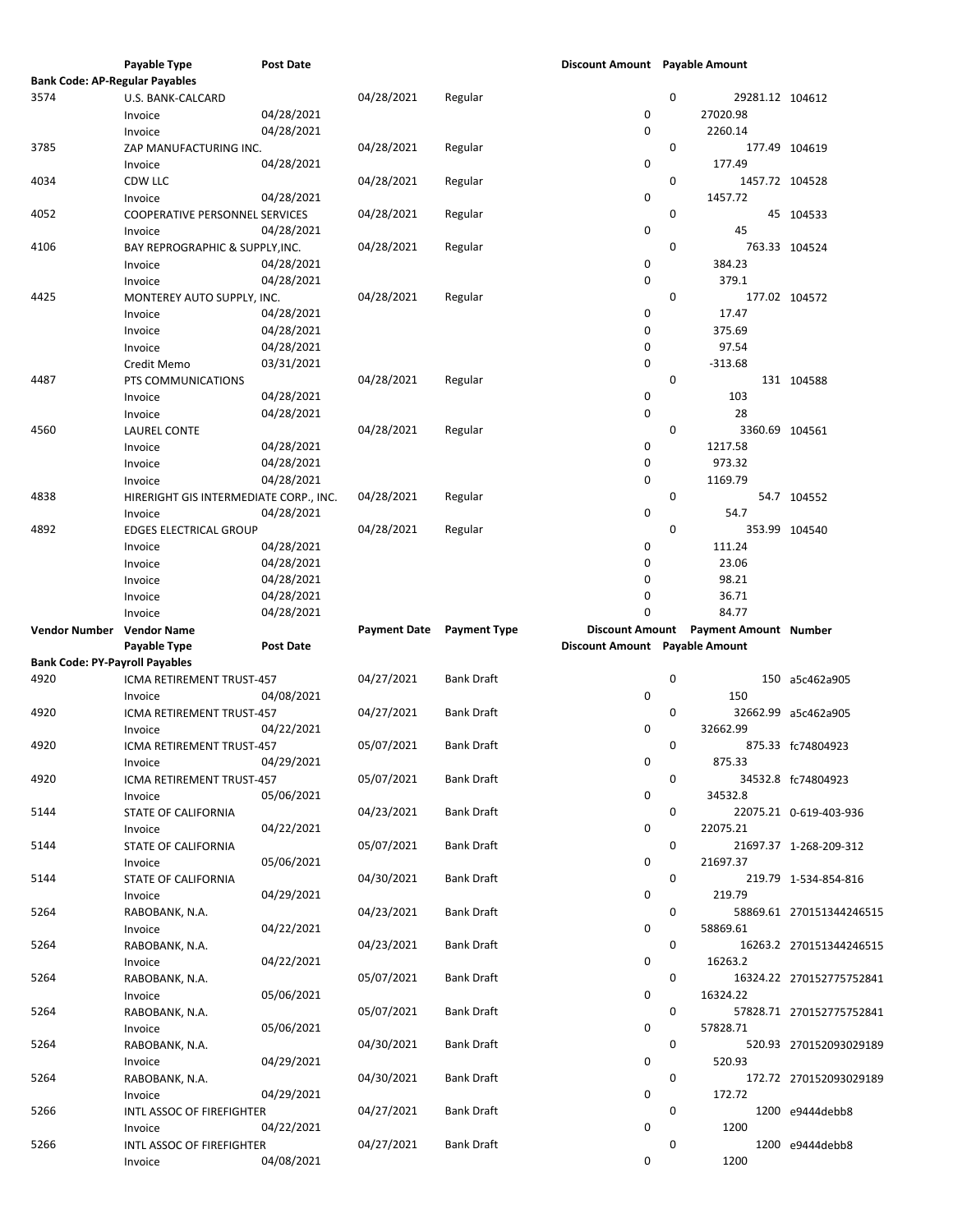| Vendor Number | Vendor Name | Payment Date | Payment Type | Discount Amount | Payment Amount | Number |
|---|---|---|---|---|---|---|
| | Payable Type | Post Date | | Discount Amount | Payable Amount | |
| **Bank Code: AP-Regular Payables** | | | | | | |
| 3574 | U.S. BANK-CALCARD | 04/28/2021 | Regular | 0 | 29281.12 | 104612 |
| | Invoice | 04/28/2021 | | 0 | 27020.98 | |
| | Invoice | 04/28/2021 | | 0 | 2260.14 | |
| 3785 | ZAP MANUFACTURING INC. | 04/28/2021 | Regular | 0 | 177.49 | 104619 |
| | Invoice | 04/28/2021 | | 0 | 177.49 | |
| 4034 | CDW LLC | 04/28/2021 | Regular | 0 | 1457.72 | 104528 |
| | Invoice | 04/28/2021 | | 0 | 1457.72 | |
| 4052 | COOPERATIVE PERSONNEL SERVICES | 04/28/2021 | Regular | 0 | 45 | 104533 |
| | Invoice | 04/28/2021 | | 0 | 45 | |
| 4106 | BAY REPROGRAPHIC & SUPPLY,INC. | 04/28/2021 | Regular | 0 | 763.33 | 104524 |
| | Invoice | 04/28/2021 | | 0 | 384.23 | |
| | Invoice | 04/28/2021 | | 0 | 379.1 | |
| 4425 | MONTEREY AUTO SUPPLY, INC. | 04/28/2021 | Regular | 0 | 177.02 | 104572 |
| | Invoice | 04/28/2021 | | 0 | 17.47 | |
| | Invoice | 04/28/2021 | | 0 | 375.69 | |
| | Invoice | 04/28/2021 | | 0 | 97.54 | |
| | Credit Memo | 03/31/2021 | | 0 | -313.68 | |
| 4487 | PTS COMMUNICATIONS | 04/28/2021 | Regular | 0 | 131 | 104588 |
| | Invoice | 04/28/2021 | | 0 | 103 | |
| | Invoice | 04/28/2021 | | 0 | 28 | |
| 4560 | LAUREL CONTE | 04/28/2021 | Regular | 0 | 3360.69 | 104561 |
| | Invoice | 04/28/2021 | | 0 | 1217.58 | |
| | Invoice | 04/28/2021 | | 0 | 973.32 | |
| | Invoice | 04/28/2021 | | 0 | 1169.79 | |
| 4838 | HIRERIGHT GIS INTERMEDIATE CORP., INC. | 04/28/2021 | Regular | 0 | 54.7 | 104552 |
| | Invoice | 04/28/2021 | | 0 | 54.7 | |
| 4892 | EDGES ELECTRICAL GROUP | 04/28/2021 | Regular | 0 | 353.99 | 104540 |
| | Invoice | 04/28/2021 | | 0 | 111.24 | |
| | Invoice | 04/28/2021 | | 0 | 23.06 | |
| | Invoice | 04/28/2021 | | 0 | 98.21 | |
| | Invoice | 04/28/2021 | | 0 | 36.71 | |
| | Invoice | 04/28/2021 | | 0 | 84.77 | |

| Vendor Number | Vendor Name | Payment Date | Payment Type | Discount Amount | Payment Amount | Number |
|---|---|---|---|---|---|---|
| | Payable Type | Post Date | | Discount Amount | Payable Amount | |
| **Bank Code: PY-Payroll Payables** | | | | | | |
| 4920 | ICMA RETIREMENT TRUST-457 | 04/27/2021 | Bank Draft | 0 | 150 | a5c462a905 |
| | Invoice | 04/08/2021 | | 0 | 150 | |
| 4920 | ICMA RETIREMENT TRUST-457 | 04/27/2021 | Bank Draft | 0 | 32662.99 | a5c462a905 |
| | Invoice | 04/22/2021 | | 0 | 32662.99 | |
| 4920 | ICMA RETIREMENT TRUST-457 | 05/07/2021 | Bank Draft | 0 | 875.33 | fc74804923 |
| | Invoice | 04/29/2021 | | 0 | 875.33 | |
| 4920 | ICMA RETIREMENT TRUST-457 | 05/07/2021 | Bank Draft | 0 | 34532.8 | fc74804923 |
| | Invoice | 05/06/2021 | | 0 | 34532.8 | |
| 5144 | STATE OF CALIFORNIA | 04/23/2021 | Bank Draft | 0 | 22075.21 | 0-619-403-936 |
| | Invoice | 04/22/2021 | | 0 | 22075.21 | |
| 5144 | STATE OF CALIFORNIA | 05/07/2021 | Bank Draft | 0 | 21697.37 | 1-268-209-312 |
| | Invoice | 05/06/2021 | | 0 | 21697.37 | |
| 5144 | STATE OF CALIFORNIA | 04/30/2021 | Bank Draft | 0 | 219.79 | 1-534-854-816 |
| | Invoice | 04/29/2021 | | 0 | 219.79 | |
| 5264 | RABOBANK, N.A. | 04/23/2021 | Bank Draft | 0 | 58869.61 | 270151344246515 |
| | Invoice | 04/22/2021 | | 0 | 58869.61 | |
| 5264 | RABOBANK, N.A. | 04/23/2021 | Bank Draft | 0 | 16263.2 | 270151344246515 |
| | Invoice | 04/22/2021 | | 0 | 16263.2 | |
| 5264 | RABOBANK, N.A. | 05/07/2021 | Bank Draft | 0 | 16324.22 | 270152775752841 |
| | Invoice | 05/06/2021 | | 0 | 16324.22 | |
| 5264 | RABOBANK, N.A. | 05/07/2021 | Bank Draft | 0 | 57828.71 | 270152775752841 |
| | Invoice | 05/06/2021 | | 0 | 57828.71 | |
| 5264 | RABOBANK, N.A. | 04/30/2021 | Bank Draft | 0 | 520.93 | 270152093029189 |
| | Invoice | 04/29/2021 | | 0 | 520.93 | |
| 5264 | RABOBANK, N.A. | 04/30/2021 | Bank Draft | 0 | 172.72 | 270152093029189 |
| | Invoice | 04/29/2021 | | 0 | 172.72 | |
| 5266 | INTL ASSOC OF FIREFIGHTER | 04/27/2021 | Bank Draft | 0 | 1200 | e9444debb8 |
| | Invoice | 04/22/2021 | | 0 | 1200 | |
| 5266 | INTL ASSOC OF FIREFIGHTER | 04/27/2021 | Bank Draft | 0 | 1200 | e9444debb8 |
| | Invoice | 04/08/2021 | | 0 | 1200 | |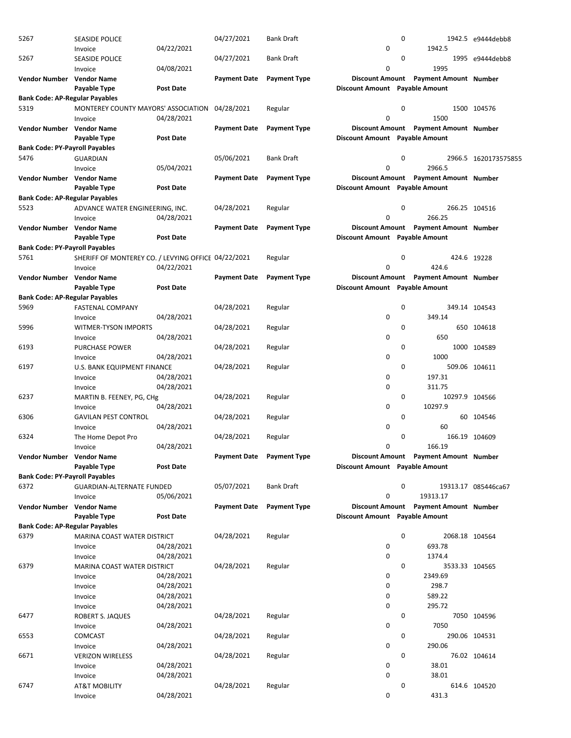| Vendor Number | Vendor Name | | Payment Date | Payment Type | Discount Amount | Payment Amount | Number |
|---|---|---|---|---|---|---|---|
| | Payable Type | Post Date | | | Discount Amount | Payable Amount | |
| 5267 | SEASIDE POLICE | | 04/27/2021 | Bank Draft | 0 | 1942.5 | e9444debb8 |
| | Invoice | 04/22/2021 | | | 0 | 1942.5 | |
| 5267 | SEASIDE POLICE | | 04/27/2021 | Bank Draft | 0 | 1995 | e9444debb8 |
| | Invoice | 04/08/2021 | | | 0 | 1995 | |
| **Vendor Number** | **Vendor Name** | | **Payment Date** | **Payment Type** | **Discount Amount** | **Payment Amount** | **Number** |
| | **Payable Type** | **Post Date** | | | **Discount Amount** | **Payable Amount** | |
| **Bank Code: AP-Regular Payables** | | | | | | | |
| 5319 | MONTEREY COUNTY MAYORS' ASSOCIATION | | 04/28/2021 | Regular | 0 | 1500 | 104576 |
| | Invoice | 04/28/2021 | | | 0 | 1500 | |
| **Vendor Number** | **Vendor Name** | | **Payment Date** | **Payment Type** | **Discount Amount** | **Payment Amount** | **Number** |
| | **Payable Type** | **Post Date** | | | **Discount Amount** | **Payable Amount** | |
| **Bank Code: PY-Payroll Payables** | | | | | | | |
| 5476 | GUARDIAN | | 05/06/2021 | Bank Draft | 0 | 2966.5 | 1620173575855 |
| | Invoice | 05/04/2021 | | | 0 | 2966.5 | |
| **Vendor Number** | **Vendor Name** | | **Payment Date** | **Payment Type** | **Discount Amount** | **Payment Amount** | **Number** |
| | **Payable Type** | **Post Date** | | | **Discount Amount** | **Payable Amount** | |
| **Bank Code: AP-Regular Payables** | | | | | | | |
| 5523 | ADVANCE WATER ENGINEERING, INC. | | 04/28/2021 | Regular | 0 | 266.25 | 104516 |
| | Invoice | 04/28/2021 | | | 0 | 266.25 | |
| **Vendor Number** | **Vendor Name** | | **Payment Date** | **Payment Type** | **Discount Amount** | **Payment Amount** | **Number** |
| | **Payable Type** | **Post Date** | | | **Discount Amount** | **Payable Amount** | |
| **Bank Code: PY-Payroll Payables** | | | | | | | |
| 5761 | SHERIFF OF MONTEREY CO. / LEVYING OFFICE | | 04/22/2021 | Regular | 0 | 424.6 | 19228 |
| | Invoice | 04/22/2021 | | | 0 | 424.6 | |
| **Vendor Number** | **Vendor Name** | | **Payment Date** | **Payment Type** | **Discount Amount** | **Payment Amount** | **Number** |
| | **Payable Type** | **Post Date** | | | **Discount Amount** | **Payable Amount** | |
| **Bank Code: AP-Regular Payables** | | | | | | | |
| 5969 | FASTENAL COMPANY | | 04/28/2021 | Regular | 0 | 349.14 | 104543 |
| | Invoice | 04/28/2021 | | | 0 | 349.14 | |
| 5996 | WITMER-TYSON IMPORTS | | 04/28/2021 | Regular | 0 | 650 | 104618 |
| | Invoice | 04/28/2021 | | | 0 | 650 | |
| 6193 | PURCHASE POWER | | 04/28/2021 | Regular | 0 | 1000 | 104589 |
| | Invoice | 04/28/2021 | | | 0 | 1000 | |
| 6197 | U.S. BANK EQUIPMENT FINANCE | | 04/28/2021 | Regular | 0 | 509.06 | 104611 |
| | Invoice | 04/28/2021 | | | 0 | 197.31 | |
| | Invoice | 04/28/2021 | | | 0 | 311.75 | |
| 6237 | MARTIN B. FEENEY, PG, CHg | | 04/28/2021 | Regular | 0 | 10297.9 | 104566 |
| | Invoice | 04/28/2021 | | | 0 | 10297.9 | |
| 6306 | GAVILAN PEST CONTROL | | 04/28/2021 | Regular | 0 | 60 | 104546 |
| | Invoice | 04/28/2021 | | | 0 | 60 | |
| 6324 | The Home Depot Pro | | 04/28/2021 | Regular | 0 | 166.19 | 104609 |
| | Invoice | 04/28/2021 | | | 0 | 166.19 | |
| **Vendor Number** | **Vendor Name** | | **Payment Date** | **Payment Type** | **Discount Amount** | **Payment Amount** | **Number** |
| | **Payable Type** | **Post Date** | | | **Discount Amount** | **Payable Amount** | |
| **Bank Code: PY-Payroll Payables** | | | | | | | |
| 6372 | GUARDIAN-ALTERNATE FUNDED | | 05/07/2021 | Bank Draft | 0 | 19313.17 | 085446ca67 |
| | Invoice | 05/06/2021 | | | 0 | 19313.17 | |
| **Vendor Number** | **Vendor Name** | | **Payment Date** | **Payment Type** | **Discount Amount** | **Payment Amount** | **Number** |
| | **Payable Type** | **Post Date** | | | **Discount Amount** | **Payable Amount** | |
| **Bank Code: AP-Regular Payables** | | | | | | | |
| 6379 | MARINA COAST WATER DISTRICT | | 04/28/2021 | Regular | 0 | 2068.18 | 104564 |
| | Invoice | 04/28/2021 | | | 0 | 693.78 | |
| | Invoice | 04/28/2021 | | | 0 | 1374.4 | |
| 6379 | MARINA COAST WATER DISTRICT | | 04/28/2021 | Regular | 0 | 3533.33 | 104565 |
| | Invoice | 04/28/2021 | | | 0 | 2349.69 | |
| | Invoice | 04/28/2021 | | | 0 | 298.7 | |
| | Invoice | 04/28/2021 | | | 0 | 589.22 | |
| | Invoice | 04/28/2021 | | | 0 | 295.72 | |
| 6477 | ROBERT S. JAQUES | | 04/28/2021 | Regular | 0 | 7050 | 104596 |
| | Invoice | 04/28/2021 | | | 0 | 7050 | |
| 6553 | COMCAST | | 04/28/2021 | Regular | 0 | 290.06 | 104531 |
| | Invoice | 04/28/2021 | | | 0 | 290.06 | |
| 6671 | VERIZON WIRELESS | | 04/28/2021 | Regular | 0 | 76.02 | 104614 |
| | Invoice | 04/28/2021 | | | 0 | 38.01 | |
| | Invoice | 04/28/2021 | | | 0 | 38.01 | |
| 6747 | AT&T MOBILITY | | 04/28/2021 | Regular | 0 | 614.6 | 104520 |
| | Invoice | 04/28/2021 | | | 0 | 431.3 | |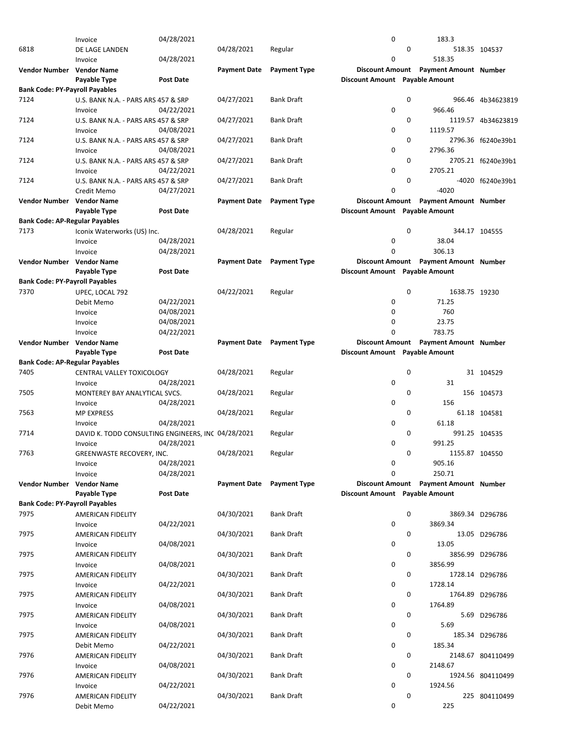| Vendor Number | Vendor Name | | Payment Date | Payment Type | Discount Amount | Payment Amount | Number |
|---|---|---|---|---|---|---|---|
| | Payable Type | Post Date | | | Discount Amount | Payable Amount | |
| | Invoice | 04/28/2021 | | | 0 | 183.3 | |
| 6818 | DE LAGE LANDEN | | 04/28/2021 | Regular | 0 | 518.35 | 104537 |
| | Invoice | 04/28/2021 | | | 0 | 518.35 | |

| Vendor Number | Vendor Name | | Payment Date | Payment Type | Discount Amount | Payment Amount | Number |
|---|---|---|---|---|---|---|---|
| | Payable Type | Post Date | | | Discount Amount | Payable Amount | |
| **Bank Code: PY-Payroll Payables** | | | | | | | |
| 7124 | U.S. BANK N.A. - PARS ARS 457 & SRP | | 04/27/2021 | Bank Draft | 0 | 966.46 | 4b34623819 |
| | Invoice | 04/22/2021 | | | 0 | 966.46 | |
| 7124 | U.S. BANK N.A. - PARS ARS 457 & SRP | | 04/27/2021 | Bank Draft | 0 | 1119.57 | 4b34623819 |
| | Invoice | 04/08/2021 | | | 0 | 1119.57 | |
| 7124 | U.S. BANK N.A. - PARS ARS 457 & SRP | | 04/27/2021 | Bank Draft | 0 | 2796.36 | f6240e39b1 |
| | Invoice | 04/08/2021 | | | 0 | 2796.36 | |
| 7124 | U.S. BANK N.A. - PARS ARS 457 & SRP | | 04/27/2021 | Bank Draft | 0 | 2705.21 | f6240e39b1 |
| | Invoice | 04/22/2021 | | | 0 | 2705.21 | |
| 7124 | U.S. BANK N.A. - PARS ARS 457 & SRP | | 04/27/2021 | Bank Draft | 0 | -4020 | f6240e39b1 |
| | Credit Memo | 04/27/2021 | | | 0 | -4020 | |

| Vendor Number | Vendor Name | | Payment Date | Payment Type | Discount Amount | Payment Amount | Number |
|---|---|---|---|---|---|---|---|
| | Payable Type | Post Date | | | Discount Amount | Payable Amount | |
| **Bank Code: AP-Regular Payables** | | | | | | | |
| 7173 | Iconix Waterworks (US) Inc. | | 04/28/2021 | Regular | 0 | 344.17 | 104555 |
| | Invoice | 04/28/2021 | | | 0 | 38.04 | |
| | Invoice | 04/28/2021 | | | 0 | 306.13 | |

| Vendor Number | Vendor Name | | Payment Date | Payment Type | Discount Amount | Payment Amount | Number |
|---|---|---|---|---|---|---|---|
| | Payable Type | Post Date | | | Discount Amount | Payable Amount | |
| **Bank Code: PY-Payroll Payables** | | | | | | | |
| 7370 | UPEC, LOCAL 792 | | 04/22/2021 | Regular | 0 | 1638.75 | 19230 |
| | Debit Memo | 04/22/2021 | | | 0 | 71.25 | |
| | Invoice | 04/08/2021 | | | 0 | 760 | |
| | Invoice | 04/08/2021 | | | 0 | 23.75 | |
| | Invoice | 04/22/2021 | | | 0 | 783.75 | |

| Vendor Number | Vendor Name | | Payment Date | Payment Type | Discount Amount | Payment Amount | Number |
|---|---|---|---|---|---|---|---|
| | Payable Type | Post Date | | | Discount Amount | Payable Amount | |
| **Bank Code: AP-Regular Payables** | | | | | | | |
| 7405 | CENTRAL VALLEY TOXICOLOGY | | 04/28/2021 | Regular | 0 | 31 | 104529 |
| | Invoice | 04/28/2021 | | | 0 | 31 | |
| 7505 | MONTEREY BAY ANALYTICAL SVCS. | | 04/28/2021 | Regular | 0 | 156 | 104573 |
| | Invoice | 04/28/2021 | | | 0 | 156 | |
| 7563 | MP EXPRESS | | 04/28/2021 | Regular | 0 | 61.18 | 104581 |
| | Invoice | 04/28/2021 | | | 0 | 61.18 | |
| 7714 | DAVID K. TODD CONSULTING ENGINEERS, INC | | 04/28/2021 | Regular | 0 | 991.25 | 104535 |
| | Invoice | 04/28/2021 | | | 0 | 991.25 | |
| 7763 | GREENWASTE RECOVERY, INC. | | 04/28/2021 | Regular | 0 | 1155.87 | 104550 |
| | Invoice | 04/28/2021 | | | 0 | 905.16 | |
| | Invoice | 04/28/2021 | | | 0 | 250.71 | |

| Vendor Number | Vendor Name | | Payment Date | Payment Type | Discount Amount | Payment Amount | Number |
|---|---|---|---|---|---|---|---|
| | Payable Type | Post Date | | | Discount Amount | Payable Amount | |
| **Bank Code: PY-Payroll Payables** | | | | | | | |
| 7975 | AMERICAN FIDELITY | | 04/30/2021 | Bank Draft | 0 | 3869.34 | D296786 |
| | Invoice | 04/22/2021 | | | 0 | 3869.34 | |
| 7975 | AMERICAN FIDELITY | | 04/30/2021 | Bank Draft | 0 | 13.05 | D296786 |
| | Invoice | 04/08/2021 | | | 0 | 13.05 | |
| 7975 | AMERICAN FIDELITY | | 04/30/2021 | Bank Draft | 0 | 3856.99 | D296786 |
| | Invoice | 04/08/2021 | | | 0 | 3856.99 | |
| 7975 | AMERICAN FIDELITY | | 04/30/2021 | Bank Draft | 0 | 1728.14 | D296786 |
| | Invoice | 04/22/2021 | | | 0 | 1728.14 | |
| 7975 | AMERICAN FIDELITY | | 04/30/2021 | Bank Draft | 0 | 1764.89 | D296786 |
| | Invoice | 04/08/2021 | | | 0 | 1764.89 | |
| 7975 | AMERICAN FIDELITY | | 04/30/2021 | Bank Draft | 0 | 5.69 | D296786 |
| | Invoice | 04/08/2021 | | | 0 | 5.69 | |
| 7975 | AMERICAN FIDELITY | | 04/30/2021 | Bank Draft | 0 | 185.34 | D296786 |
| | Debit Memo | 04/22/2021 | | | 0 | 185.34 | |
| 7976 | AMERICAN FIDELITY | | 04/30/2021 | Bank Draft | 0 | 2148.67 | 804110499 |
| | Invoice | 04/08/2021 | | | 0 | 2148.67 | |
| 7976 | AMERICAN FIDELITY | | 04/30/2021 | Bank Draft | 0 | 1924.56 | 804110499 |
| | Invoice | 04/22/2021 | | | 0 | 1924.56 | |
| 7976 | AMERICAN FIDELITY | | 04/30/2021 | Bank Draft | 0 | 225 | 804110499 |
| | Debit Memo | 04/22/2021 | | | 0 | 225 | |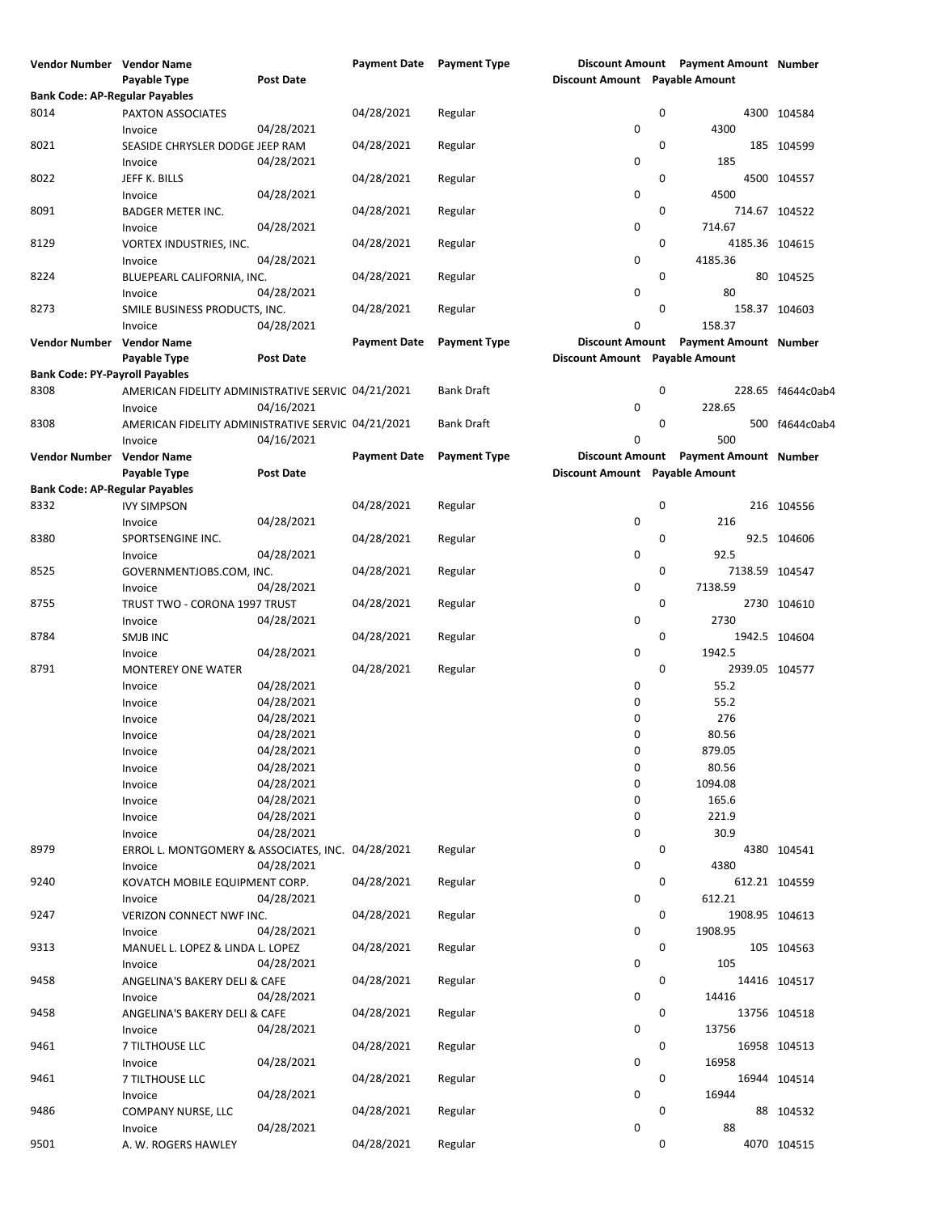| Vendor Number | Vendor Name | | Payment Date | Payment Type | Discount Amount | Payment Amount | Number |
|---|---|---|---|---|---|---|---|
| | Payable Type | Post Date | | | Discount Amount | Payable Amount | |
| **Bank Code: AP-Regular Payables** | | | | | | | |
| 8014 | PAXTON ASSOCIATES | | 04/28/2021 | Regular | 0 | 4300 | 104584 |
| | Invoice | 04/28/2021 | | | 0 | 4300 | |
| 8021 | SEASIDE CHRYSLER DODGE JEEP RAM | | 04/28/2021 | Regular | 0 | 185 | 104599 |
| | Invoice | 04/28/2021 | | | 0 | 185 | |
| 8022 | JEFF K. BILLS | | 04/28/2021 | Regular | 0 | 4500 | 104557 |
| | Invoice | 04/28/2021 | | | 0 | 4500 | |
| 8091 | BADGER METER INC. | | 04/28/2021 | Regular | 0 | 714.67 | 104522 |
| | Invoice | 04/28/2021 | | | 0 | 714.67 | |
| 8129 | VORTEX INDUSTRIES, INC. | | 04/28/2021 | Regular | 0 | 4185.36 | 104615 |
| | Invoice | 04/28/2021 | | | 0 | 4185.36 | |
| 8224 | BLUEPEARL CALIFORNIA, INC. | | 04/28/2021 | Regular | 0 | 80 | 104525 |
| | Invoice | 04/28/2021 | | | 0 | 80 | |
| 8273 | SMILE BUSINESS PRODUCTS, INC. | | 04/28/2021 | Regular | 0 | 158.37 | 104603 |
| | Invoice | 04/28/2021 | | | 0 | 158.37 | |

| Vendor Number | Vendor Name | | Payment Date | Payment Type | Discount Amount | Payment Amount | Number |
|---|---|---|---|---|---|---|---|
| | Payable Type | Post Date | | | Discount Amount | Payable Amount | |
| **Bank Code: PY-Payroll Payables** | | | | | | | |
| 8308 | AMERICAN FIDELITY ADMINISTRATIVE SERVIC | | 04/21/2021 | Bank Draft | 0 | 228.65 | f4644c0ab4 |
| | Invoice | 04/16/2021 | | | 0 | 228.65 | |
| 8308 | AMERICAN FIDELITY ADMINISTRATIVE SERVIC | | 04/21/2021 | Bank Draft | 0 | 500 | f4644c0ab4 |
| | Invoice | 04/16/2021 | | | 0 | 500 | |

| Vendor Number | Vendor Name | | Payment Date | Payment Type | Discount Amount | Payment Amount | Number |
|---|---|---|---|---|---|---|---|
| | Payable Type | Post Date | | | Discount Amount | Payable Amount | |
| **Bank Code: AP-Regular Payables** | | | | | | | |
| 8332 | IVY SIMPSON | | 04/28/2021 | Regular | 0 | 216 | 104556 |
| | Invoice | 04/28/2021 | | | 0 | 216 | |
| 8380 | SPORTSENGINE INC. | | 04/28/2021 | Regular | 0 | 92.5 | 104606 |
| | Invoice | 04/28/2021 | | | 0 | 92.5 | |
| 8525 | GOVERNMENTJOBS.COM, INC. | | 04/28/2021 | Regular | 0 | 7138.59 | 104547 |
| | Invoice | 04/28/2021 | | | 0 | 7138.59 | |
| 8755 | TRUST TWO - CORONA 1997 TRUST | | 04/28/2021 | Regular | 0 | 2730 | 104610 |
| | Invoice | 04/28/2021 | | | 0 | 2730 | |
| 8784 | SMJB INC | | 04/28/2021 | Regular | 0 | 1942.5 | 104604 |
| | Invoice | 04/28/2021 | | | 0 | 1942.5 | |
| 8791 | MONTEREY ONE WATER | | 04/28/2021 | Regular | 0 | 2939.05 | 104577 |
| | Invoice | 04/28/2021 | | | 0 | 55.2 | |
| | Invoice | 04/28/2021 | | | 0 | 55.2 | |
| | Invoice | 04/28/2021 | | | 0 | 276 | |
| | Invoice | 04/28/2021 | | | 0 | 80.56 | |
| | Invoice | 04/28/2021 | | | 0 | 879.05 | |
| | Invoice | 04/28/2021 | | | 0 | 80.56 | |
| | Invoice | 04/28/2021 | | | 0 | 1094.08 | |
| | Invoice | 04/28/2021 | | | 0 | 165.6 | |
| | Invoice | 04/28/2021 | | | 0 | 221.9 | |
| | Invoice | 04/28/2021 | | | 0 | 30.9 | |
| 8979 | ERROL L. MONTGOMERY & ASSOCIATES, INC. | | 04/28/2021 | Regular | 0 | 4380 | 104541 |
| | Invoice | 04/28/2021 | | | 0 | 4380 | |
| 9240 | KOVATCH MOBILE EQUIPMENT CORP. | | 04/28/2021 | Regular | 0 | 612.21 | 104559 |
| | Invoice | 04/28/2021 | | | 0 | 612.21 | |
| 9247 | VERIZON CONNECT NWF INC. | | 04/28/2021 | Regular | 0 | 1908.95 | 104613 |
| | Invoice | 04/28/2021 | | | 0 | 1908.95 | |
| 9313 | MANUEL L. LOPEZ & LINDA L. LOPEZ | | 04/28/2021 | Regular | 0 | 105 | 104563 |
| | Invoice | 04/28/2021 | | | 0 | 105 | |
| 9458 | ANGELINA'S BAKERY DELI & CAFE | | 04/28/2021 | Regular | 0 | 14416 | 104517 |
| | Invoice | 04/28/2021 | | | 0 | 14416 | |
| 9458 | ANGELINA'S BAKERY DELI & CAFE | | 04/28/2021 | Regular | 0 | 13756 | 104518 |
| | Invoice | 04/28/2021 | | | 0 | 13756 | |
| 9461 | 7 TILTHOUSE LLC | | 04/28/2021 | Regular | 0 | 16958 | 104513 |
| | Invoice | 04/28/2021 | | | 0 | 16958 | |
| 9461 | 7 TILTHOUSE LLC | | 04/28/2021 | Regular | 0 | 16944 | 104514 |
| | Invoice | 04/28/2021 | | | 0 | 16944 | |
| 9486 | COMPANY NURSE, LLC | | 04/28/2021 | Regular | 0 | 88 | 104532 |
| | Invoice | 04/28/2021 | | | 0 | 88 | |
| 9501 | A. W. ROGERS HAWLEY | | 04/28/2021 | Regular | 0 | 4070 | 104515 |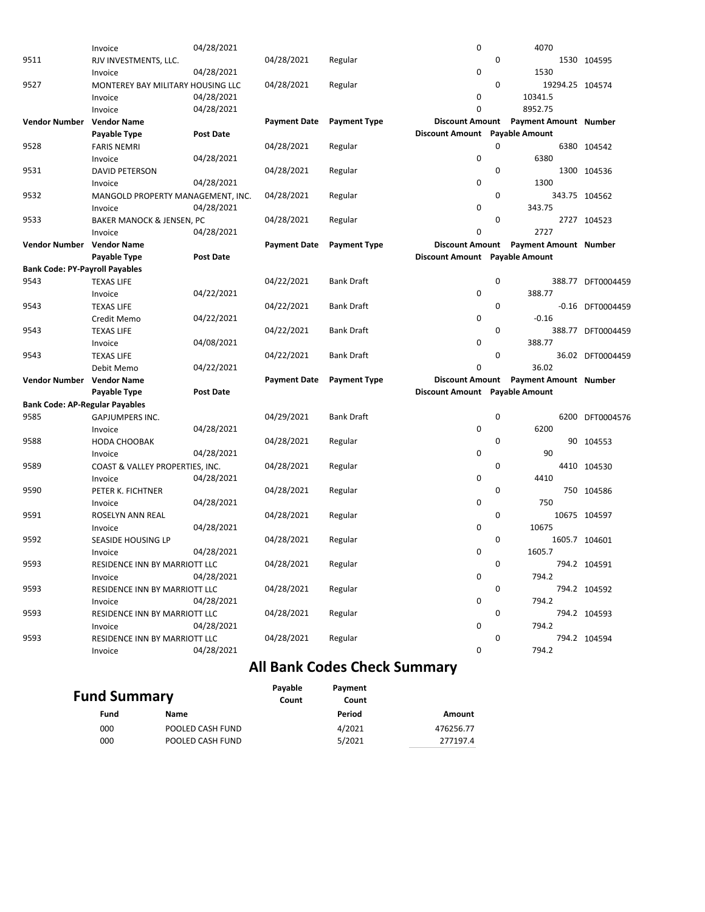| Vendor Number | Vendor Name | | Payment Date | Payment Type | Discount Amount | Payment Amount | Number |
|---|---|---|---|---|---|---|---|
| | **Payable Type** | **Post Date** | | | **Discount Amount** | **Payable Amount** | |
| | Invoice | 04/28/2021 | | | 0 | 4070 | |
| 9511 | RJV INVESTMENTS, LLC. | | 04/28/2021 | Regular | 0 | 1530 | 104595 |
| | Invoice | 04/28/2021 | | | 0 | 1530 | |
| 9527 | MONTEREY BAY MILITARY HOUSING LLC | | 04/28/2021 | Regular | 0 | 19294.25 | 104574 |
| | Invoice | 04/28/2021 | | | 0 | 10341.5 | |
| | Invoice | 04/28/2021 | | | 0 | 8952.75 | |
| **Vendor Number** | **Vendor Name** | | **Payment Date** | **Payment Type** | **Discount Amount** | **Payment Amount** | **Number** |
| | **Payable Type** | **Post Date** | | | **Discount Amount** | **Payable Amount** | |
| 9528 | FARIS NEMRI | | 04/28/2021 | Regular | 0 | 6380 | 104542 |
| | Invoice | 04/28/2021 | | | 0 | 6380 | |
| 9531 | DAVID PETERSON | | 04/28/2021 | Regular | 0 | 1300 | 104536 |
| | Invoice | 04/28/2021 | | | 0 | 1300 | |
| 9532 | MANGOLD PROPERTY MANAGEMENT, INC. | | 04/28/2021 | Regular | 0 | 343.75 | 104562 |
| | Invoice | 04/28/2021 | | | 0 | 343.75 | |
| 9533 | BAKER MANOCK & JENSEN, PC | | 04/28/2021 | Regular | 0 | 2727 | 104523 |
| | Invoice | 04/28/2021 | | | 0 | 2727 | |
| **Vendor Number** | **Vendor Name** | | **Payment Date** | **Payment Type** | **Discount Amount** | **Payment Amount** | **Number** |
| | **Payable Type** | **Post Date** | | | **Discount Amount** | **Payable Amount** | |
| **Bank Code: PY-Payroll Payables** | | | | | | | |
| 9543 | TEXAS LIFE | | 04/22/2021 | Bank Draft | 0 | 388.77 | DFT0004459 |
| | Invoice | 04/22/2021 | | | 0 | 388.77 | |
| 9543 | TEXAS LIFE | | 04/22/2021 | Bank Draft | 0 | -0.16 | DFT0004459 |
| | Credit Memo | 04/22/2021 | | | 0 | -0.16 | |
| 9543 | TEXAS LIFE | | 04/22/2021 | Bank Draft | 0 | 388.77 | DFT0004459 |
| | Invoice | 04/08/2021 | | | 0 | 388.77 | |
| 9543 | TEXAS LIFE | | 04/22/2021 | Bank Draft | 0 | 36.02 | DFT0004459 |
| | Debit Memo | 04/22/2021 | | | 0 | 36.02 | |
| **Vendor Number** | **Vendor Name** | | **Payment Date** | **Payment Type** | **Discount Amount** | **Payment Amount** | **Number** |
| | **Payable Type** | **Post Date** | | | **Discount Amount** | **Payable Amount** | |
| **Bank Code: AP-Regular Payables** | | | | | | | |
| 9585 | GAPJUMPERS INC. | | 04/29/2021 | Bank Draft | 0 | 6200 | DFT0004576 |
| | Invoice | 04/28/2021 | | | 0 | 6200 | |
| 9588 | HODA CHOOBAK | | 04/28/2021 | Regular | 0 | 90 | 104553 |
| | Invoice | 04/28/2021 | | | 0 | 90 | |
| 9589 | COAST & VALLEY PROPERTIES, INC. | | 04/28/2021 | Regular | 0 | 4410 | 104530 |
| | Invoice | 04/28/2021 | | | 0 | 4410 | |
| 9590 | PETER K. FICHTNER | | 04/28/2021 | Regular | 0 | 750 | 104586 |
| | Invoice | 04/28/2021 | | | 0 | 750 | |
| 9591 | ROSELYN ANN REAL | | 04/28/2021 | Regular | 0 | 10675 | 104597 |
| | Invoice | 04/28/2021 | | | 0 | 10675 | |
| 9592 | SEASIDE HOUSING LP | | 04/28/2021 | Regular | 0 | 1605.7 | 104601 |
| | Invoice | 04/28/2021 | | | 0 | 1605.7 | |
| 9593 | RESIDENCE INN BY MARRIOTT LLC | | 04/28/2021 | Regular | 0 | 794.2 | 104591 |
| | Invoice | 04/28/2021 | | | 0 | 794.2 | |
| 9593 | RESIDENCE INN BY MARRIOTT LLC | | 04/28/2021 | Regular | 0 | 794.2 | 104592 |
| | Invoice | 04/28/2021 | | | 0 | 794.2 | |
| 9593 | RESIDENCE INN BY MARRIOTT LLC | | 04/28/2021 | Regular | 0 | 794.2 | 104593 |
| | Invoice | 04/28/2021 | | | 0 | 794.2 | |
| 9593 | RESIDENCE INN BY MARRIOTT LLC | | 04/28/2021 | Regular | 0 | 794.2 | 104594 |
| | Invoice | 04/28/2021 | | | 0 | 794.2 | |

## All Bank Codes Check Summary

### Fund Summary

| Fund | Name | Payable Count | Payment Count / Period | Amount |
|---|---|---|---|---|
| 000 | POOLED CASH FUND | | 4/2021 | 476256.77 |
| 000 | POOLED CASH FUND | | 5/2021 | 277197.4 |